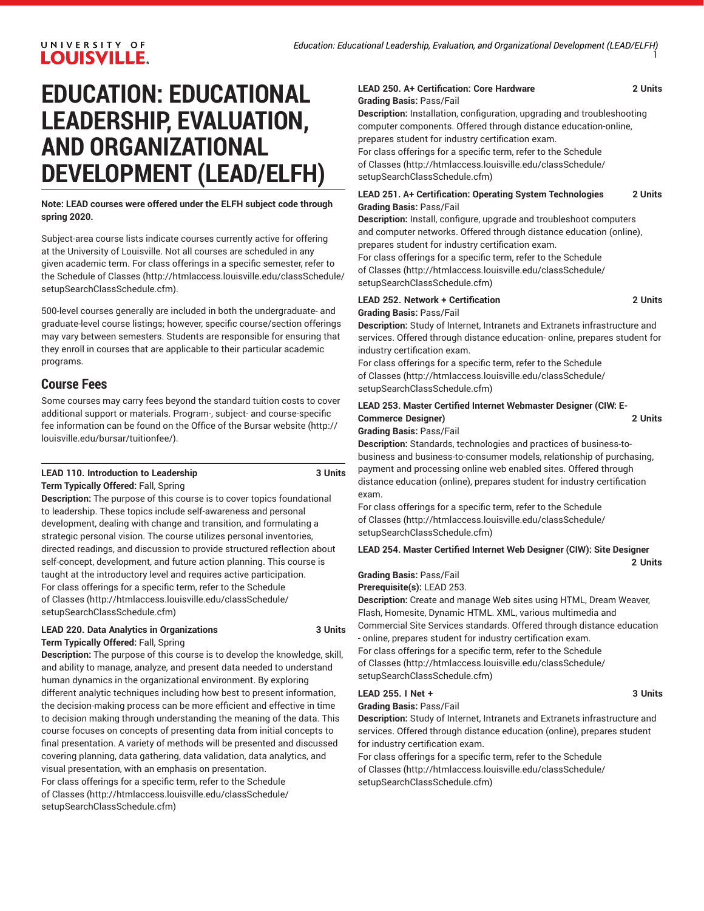# EDUCATION: EDUCATIONAL LEADERSHIP, EVALUATION, AND ORGANIZATIONAL DEVELOPMENT (LEAD/ELFH)

**Note: LEAD courses were offered under the ELFH subject code through spring 2020.**

Subject-area course lists indicate courses currently active for offering at the University of Louisville. Not all courses are scheduled in any given academic term. For class offerings in a specific semester, refer to the Schedule of Classes (http://htmlaccess.louisville.edu/classSchedule/setupSearchClassSchedule.cfm).

500-level courses generally are included in both the undergraduate- and graduate-level course listings; however, specific course/section offerings may vary between semesters. Students are responsible for ensuring that they enroll in courses that are applicable to their particular academic programs.

## Course Fees

Some courses may carry fees beyond the standard tuition costs to cover additional support or materials. Program-, subject- and course-specific fee information can be found on the Office of the Bursar website (http://louisville.edu/bursar/tuitionfee/).

**LEAD 110. Introduction to Leadership** **3 Units**
**Term Typically Offered:** Fall, Spring
**Description:** The purpose of this course is to cover topics foundational to leadership. These topics include self-awareness and personal development, dealing with change and transition, and formulating a strategic personal vision. The course utilizes personal inventories, directed readings, and discussion to provide structured reflection about self-concept, development, and future action planning. This course is taught at the introductory level and requires active participation.
For class offerings for a specific term, refer to the Schedule of Classes (http://htmlaccess.louisville.edu/classSchedule/setupSearchClassSchedule.cfm)

**LEAD 220. Data Analytics in Organizations** **3 Units**
**Term Typically Offered:** Fall, Spring
**Description:** The purpose of this course is to develop the knowledge, skill, and ability to manage, analyze, and present data needed to understand human dynamics in the organizational environment. By exploring different analytic techniques including how best to present information, the decision-making process can be more efficient and effective in time to decision making through understanding the meaning of the data. This course focuses on concepts of presenting data from initial concepts to final presentation. A variety of methods will be presented and discussed covering planning, data gathering, data validation, data analytics, and visual presentation, with an emphasis on presentation.
For class offerings for a specific term, refer to the Schedule of Classes (http://htmlaccess.louisville.edu/classSchedule/setupSearchClassSchedule.cfm)

**LEAD 250. A+ Certification: Core Hardware** **2 Units**
**Grading Basis:** Pass/Fail
**Description:** Installation, configuration, upgrading and troubleshooting computer components. Offered through distance education-online, prepares student for industry certification exam.
For class offerings for a specific term, refer to the Schedule of Classes (http://htmlaccess.louisville.edu/classSchedule/setupSearchClassSchedule.cfm)

**LEAD 251. A+ Certification: Operating System Technologies** **2 Units**
**Grading Basis:** Pass/Fail
**Description:** Install, configure, upgrade and troubleshoot computers and computer networks. Offered through distance education (online), prepares student for industry certification exam.
For class offerings for a specific term, refer to the Schedule of Classes (http://htmlaccess.louisville.edu/classSchedule/setupSearchClassSchedule.cfm)

**LEAD 252. Network + Certification** **2 Units**
**Grading Basis:** Pass/Fail
**Description:** Study of Internet, Intranets and Extranets infrastructure and services. Offered through distance education- online, prepares student for industry certification exam.
For class offerings for a specific term, refer to the Schedule of Classes (http://htmlaccess.louisville.edu/classSchedule/setupSearchClassSchedule.cfm)

**LEAD 253. Master Certified Internet Webmaster Designer (CIW: E-Commerce Designer)** **2 Units**
**Grading Basis:** Pass/Fail
**Description:** Standards, technologies and practices of business-to-business and business-to-consumer models, relationship of purchasing, payment and processing online web enabled sites. Offered through distance education (online), prepares student for industry certification exam.
For class offerings for a specific term, refer to the Schedule of Classes (http://htmlaccess.louisville.edu/classSchedule/setupSearchClassSchedule.cfm)

**LEAD 254. Master Certified Internet Web Designer (CIW): Site Designer** **2 Units**
**Grading Basis:** Pass/Fail
**Prerequisite(s):** LEAD 253.
**Description:** Create and manage Web sites using HTML, Dream Weaver, Flash, Homesite, Dynamic HTML. XML, various multimedia and Commercial Site Services standards. Offered through distance education - online, prepares student for industry certification exam.
For class offerings for a specific term, refer to the Schedule of Classes (http://htmlaccess.louisville.edu/classSchedule/setupSearchClassSchedule.cfm)

**LEAD 255. I Net +** **3 Units**
**Grading Basis:** Pass/Fail
**Description:** Study of Internet, Intranets and Extranets infrastructure and services. Offered through distance education (online), prepares student for industry certification exam.
For class offerings for a specific term, refer to the Schedule of Classes (http://htmlaccess.louisville.edu/classSchedule/setupSearchClassSchedule.cfm)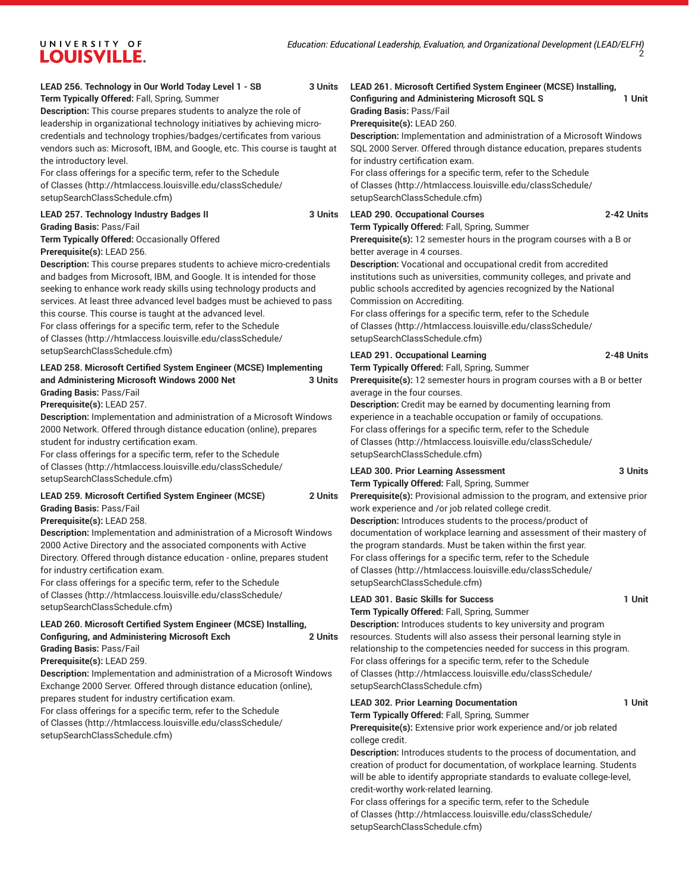**LEAD 256. Technology in Our World Today Level 1 - SB 3 Units**

**Term Typically Offered:** Fall, Spring, Summer

**Description:** This course prepares students to analyze the role of leadership in organizational technology initiatives by achieving micro-credentials and technology trophies/badges/certificates from various vendors such as: Microsoft, IBM, and Google, etc. This course is taught at the introductory level.

For class offerings for a specific term, refer to the Schedule of Classes (http://htmlaccess.louisville.edu/classSchedule/setupSearchClassSchedule.cfm)

**LEAD 257. Technology Industry Badges II 3 Units**

**Grading Basis:** Pass/Fail

**Term Typically Offered:** Occasionally Offered

**Prerequisite(s):** LEAD 256.

**Description:** This course prepares students to achieve micro-credentials and badges from Microsoft, IBM, and Google. It is intended for those seeking to enhance work ready skills using technology products and services. At least three advanced level badges must be achieved to pass this course. This course is taught at the advanced level.

For class offerings for a specific term, refer to the Schedule of Classes (http://htmlaccess.louisville.edu/classSchedule/setupSearchClassSchedule.cfm)

**LEAD 258. Microsoft Certified System Engineer (MCSE) Implementing and Administering Microsoft Windows 2000 Net 3 Units**

**Grading Basis:** Pass/Fail

**Prerequisite(s):** LEAD 257.

**Description:** Implementation and administration of a Microsoft Windows 2000 Network. Offered through distance education (online), prepares student for industry certification exam.

For class offerings for a specific term, refer to the Schedule of Classes (http://htmlaccess.louisville.edu/classSchedule/setupSearchClassSchedule.cfm)

**LEAD 259. Microsoft Certified System Engineer (MCSE) 2 Units**

**Grading Basis:** Pass/Fail

**Prerequisite(s):** LEAD 258.

**Description:** Implementation and administration of a Microsoft Windows 2000 Active Directory and the associated components with Active Directory. Offered through distance education - online, prepares student for industry certification exam.

For class offerings for a specific term, refer to the Schedule of Classes (http://htmlaccess.louisville.edu/classSchedule/setupSearchClassSchedule.cfm)

**LEAD 260. Microsoft Certified System Engineer (MCSE) Installing, Configuring, and Administering Microsoft Exch 2 Units**

**Grading Basis:** Pass/Fail

**Prerequisite(s):** LEAD 259.

**Description:** Implementation and administration of a Microsoft Windows Exchange 2000 Server. Offered through distance education (online), prepares student for industry certification exam.

For class offerings for a specific term, refer to the Schedule of Classes (http://htmlaccess.louisville.edu/classSchedule/setupSearchClassSchedule.cfm)

**LEAD 261. Microsoft Certified System Engineer (MCSE) Installing, Configuring and Administering Microsoft SQL S 1 Unit**

**Grading Basis:** Pass/Fail

**Prerequisite(s):** LEAD 260.

**Description:** Implementation and administration of a Microsoft Windows SQL 2000 Server. Offered through distance education, prepares students for industry certification exam.

For class offerings for a specific term, refer to the Schedule of Classes (http://htmlaccess.louisville.edu/classSchedule/setupSearchClassSchedule.cfm)

**LEAD 290. Occupational Courses 2-42 Units**

**Term Typically Offered:** Fall, Spring, Summer

**Prerequisite(s):** 12 semester hours in the program courses with a B or better average in 4 courses.

**Description:** Vocational and occupational credit from accredited institutions such as universities, community colleges, and private and public schools accredited by agencies recognized by the National Commission on Accrediting.

For class offerings for a specific term, refer to the Schedule of Classes (http://htmlaccess.louisville.edu/classSchedule/setupSearchClassSchedule.cfm)

**LEAD 291. Occupational Learning 2-48 Units**

**Term Typically Offered:** Fall, Spring, Summer

**Prerequisite(s):** 12 semester hours in program courses with a B or better average in the four courses.

**Description:** Credit may be earned by documenting learning from experience in a teachable occupation or family of occupations.

For class offerings for a specific term, refer to the Schedule of Classes (http://htmlaccess.louisville.edu/classSchedule/setupSearchClassSchedule.cfm)

**LEAD 300. Prior Learning Assessment 3 Units**

**Term Typically Offered:** Fall, Spring, Summer

**Prerequisite(s):** Provisional admission to the program, and extensive prior work experience and /or job related college credit.

**Description:** Introduces students to the process/product of documentation of workplace learning and assessment of their mastery of the program standards. Must be taken within the first year.

For class offerings for a specific term, refer to the Schedule of Classes (http://htmlaccess.louisville.edu/classSchedule/setupSearchClassSchedule.cfm)

**LEAD 301. Basic Skills for Success 1 Unit**

**Term Typically Offered:** Fall, Spring, Summer

**Description:** Introduces students to key university and program resources. Students will also assess their personal learning style in relationship to the competencies needed for success in this program.

For class offerings for a specific term, refer to the Schedule of Classes (http://htmlaccess.louisville.edu/classSchedule/setupSearchClassSchedule.cfm)

**LEAD 302. Prior Learning Documentation 1 Unit**

**Term Typically Offered:** Fall, Spring, Summer

**Prerequisite(s):** Extensive prior work experience and/or job related college credit.

**Description:** Introduces students to the process of documentation, and creation of product for documentation, of workplace learning. Students will be able to identify appropriate standards to evaluate college-level, credit-worthy work-related learning.

For class offerings for a specific term, refer to the Schedule of Classes (http://htmlaccess.louisville.edu/classSchedule/setupSearchClassSchedule.cfm)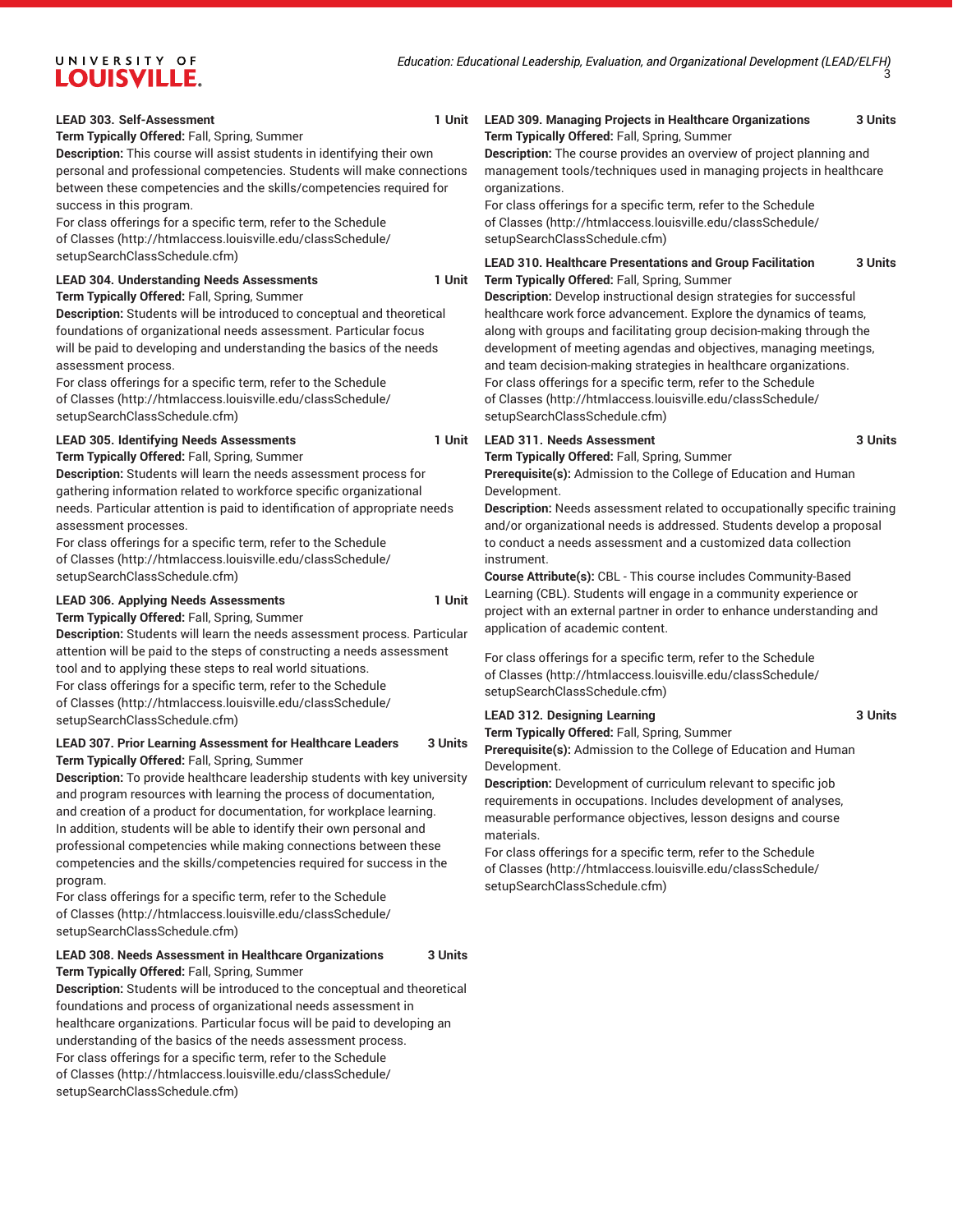**LEAD 303. Self-Assessment** 1 Unit

**Term Typically Offered:** Fall, Spring, Summer

**Description:** This course will assist students in identifying their own personal and professional competencies. Students will make connections between these competencies and the skills/competencies required for success in this program.

For class offerings for a specific term, refer to the Schedule of Classes (http://htmlaccess.louisville.edu/classSchedule/setupSearchClassSchedule.cfm)

**LEAD 304. Understanding Needs Assessments** 1 Unit

**Term Typically Offered:** Fall, Spring, Summer

**Description:** Students will be introduced to conceptual and theoretical foundations of organizational needs assessment. Particular focus will be paid to developing and understanding the basics of the needs assessment process.

For class offerings for a specific term, refer to the Schedule of Classes (http://htmlaccess.louisville.edu/classSchedule/setupSearchClassSchedule.cfm)

**LEAD 305. Identifying Needs Assessments** 1 Unit

**Term Typically Offered:** Fall, Spring, Summer

**Description:** Students will learn the needs assessment process for gathering information related to workforce specific organizational needs. Particular attention is paid to identification of appropriate needs assessment processes.

For class offerings for a specific term, refer to the Schedule of Classes (http://htmlaccess.louisville.edu/classSchedule/setupSearchClassSchedule.cfm)

**LEAD 306. Applying Needs Assessments** 1 Unit

**Term Typically Offered:** Fall, Spring, Summer

**Description:** Students will learn the needs assessment process. Particular attention will be paid to the steps of constructing a needs assessment tool and to applying these steps to real world situations.

For class offerings for a specific term, refer to the Schedule of Classes (http://htmlaccess.louisville.edu/classSchedule/setupSearchClassSchedule.cfm)

**LEAD 307. Prior Learning Assessment for Healthcare Leaders** 3 Units

**Term Typically Offered:** Fall, Spring, Summer

**Description:** To provide healthcare leadership students with key university and program resources with learning the process of documentation, and creation of a product for documentation, for workplace learning. In addition, students will be able to identify their own personal and professional competencies while making connections between these competencies and the skills/competencies required for success in the program.

For class offerings for a specific term, refer to the Schedule of Classes (http://htmlaccess.louisville.edu/classSchedule/setupSearchClassSchedule.cfm)

**LEAD 308. Needs Assessment in Healthcare Organizations** 3 Units

**Term Typically Offered:** Fall, Spring, Summer

**Description:** Students will be introduced to the conceptual and theoretical foundations and process of organizational needs assessment in healthcare organizations. Particular focus will be paid to developing an understanding of the basics of the needs assessment process.

For class offerings for a specific term, refer to the Schedule of Classes (http://htmlaccess.louisville.edu/classSchedule/setupSearchClassSchedule.cfm)

**LEAD 309. Managing Projects in Healthcare Organizations** 3 Units

**Term Typically Offered:** Fall, Spring, Summer

**Description:** The course provides an overview of project planning and management tools/techniques used in managing projects in healthcare organizations.

For class offerings for a specific term, refer to the Schedule of Classes (http://htmlaccess.louisville.edu/classSchedule/setupSearchClassSchedule.cfm)

**LEAD 310. Healthcare Presentations and Group Facilitation** 3 Units

**Term Typically Offered:** Fall, Spring, Summer

**Description:** Develop instructional design strategies for successful healthcare work force advancement. Explore the dynamics of teams, along with groups and facilitating group decision-making through the development of meeting agendas and objectives, managing meetings, and team decision-making strategies in healthcare organizations.

For class offerings for a specific term, refer to the Schedule of Classes (http://htmlaccess.louisville.edu/classSchedule/setupSearchClassSchedule.cfm)

**LEAD 311. Needs Assessment** 3 Units

**Term Typically Offered:** Fall, Spring, Summer

**Prerequisite(s):** Admission to the College of Education and Human Development.

**Description:** Needs assessment related to occupationally specific training and/or organizational needs is addressed. Students develop a proposal to conduct a needs assessment and a customized data collection instrument.

**Course Attribute(s):** CBL - This course includes Community-Based Learning (CBL). Students will engage in a community experience or project with an external partner in order to enhance understanding and application of academic content.

For class offerings for a specific term, refer to the Schedule of Classes (http://htmlaccess.louisville.edu/classSchedule/setupSearchClassSchedule.cfm)

**LEAD 312. Designing Learning** 3 Units

**Term Typically Offered:** Fall, Spring, Summer

**Prerequisite(s):** Admission to the College of Education and Human Development.

**Description:** Development of curriculum relevant to specific job requirements in occupations. Includes development of analyses, measurable performance objectives, lesson designs and course materials.

For class offerings for a specific term, refer to the Schedule of Classes (http://htmlaccess.louisville.edu/classSchedule/setupSearchClassSchedule.cfm)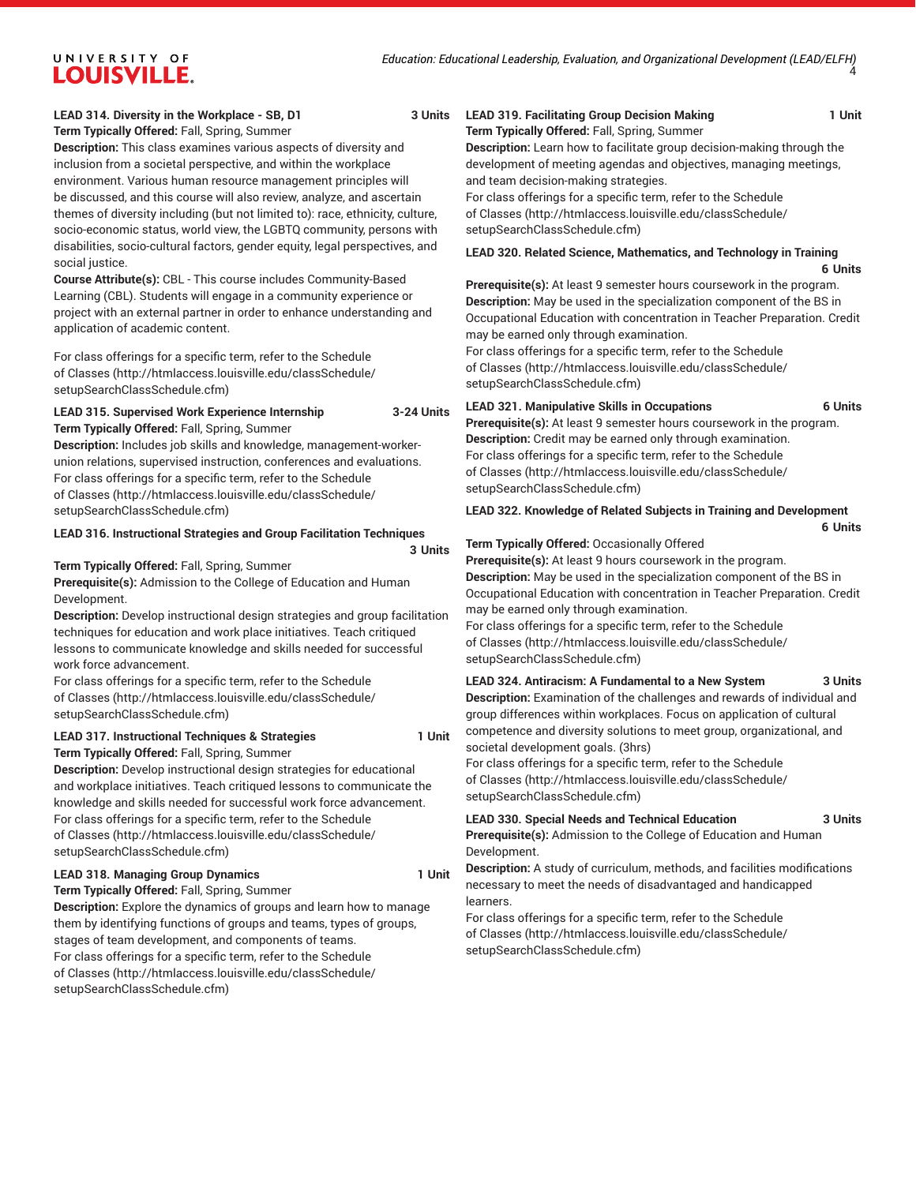**LEAD 314. Diversity in the Workplace - SB, D1** **3 Units**

**Term Typically Offered:** Fall, Spring, Summer

**Description:** This class examines various aspects of diversity and inclusion from a societal perspective, and within the workplace environment. Various human resource management principles will be discussed, and this course will also review, analyze, and ascertain themes of diversity including (but not limited to): race, ethnicity, culture, socio-economic status, world view, the LGBTQ community, persons with disabilities, socio-cultural factors, gender equity, legal perspectives, and social justice.

**Course Attribute(s):** CBL - This course includes Community-Based Learning (CBL). Students will engage in a community experience or project with an external partner in order to enhance understanding and application of academic content.

For class offerings for a specific term, refer to the Schedule of Classes (http://htmlaccess.louisville.edu/classSchedule/setupSearchClassSchedule.cfm)

**LEAD 315. Supervised Work Experience Internship** **3-24 Units**

**Term Typically Offered:** Fall, Spring, Summer

**Description:** Includes job skills and knowledge, management-worker-union relations, supervised instruction, conferences and evaluations.

For class offerings for a specific term, refer to the Schedule of Classes (http://htmlaccess.louisville.edu/classSchedule/setupSearchClassSchedule.cfm)

**LEAD 316. Instructional Strategies and Group Facilitation Techniques** **3 Units**

**Term Typically Offered:** Fall, Spring, Summer

**Prerequisite(s):** Admission to the College of Education and Human Development.

**Description:** Develop instructional design strategies and group facilitation techniques for education and work place initiatives. Teach critiqued lessons to communicate knowledge and skills needed for successful work force advancement.

For class offerings for a specific term, refer to the Schedule of Classes (http://htmlaccess.louisville.edu/classSchedule/setupSearchClassSchedule.cfm)

**LEAD 317. Instructional Techniques & Strategies** **1 Unit**

**Term Typically Offered:** Fall, Spring, Summer

**Description:** Develop instructional design strategies for educational and workplace initiatives. Teach critiqued lessons to communicate the knowledge and skills needed for successful work force advancement.

For class offerings for a specific term, refer to the Schedule of Classes (http://htmlaccess.louisville.edu/classSchedule/setupSearchClassSchedule.cfm)

**LEAD 318. Managing Group Dynamics** **1 Unit**

**Term Typically Offered:** Fall, Spring, Summer

**Description:** Explore the dynamics of groups and learn how to manage them by identifying functions of groups and teams, types of groups, stages of team development, and components of teams.

For class offerings for a specific term, refer to the Schedule of Classes (http://htmlaccess.louisville.edu/classSchedule/setupSearchClassSchedule.cfm)

**LEAD 319. Facilitating Group Decision Making** **1 Unit**

**Term Typically Offered:** Fall, Spring, Summer

**Description:** Learn how to facilitate group decision-making through the development of meeting agendas and objectives, managing meetings, and team decision-making strategies.

For class offerings for a specific term, refer to the Schedule of Classes (http://htmlaccess.louisville.edu/classSchedule/setupSearchClassSchedule.cfm)

**LEAD 320. Related Science, Mathematics, and Technology in Training** **6 Units**

**Prerequisite(s):** At least 9 semester hours coursework in the program.

**Description:** May be used in the specialization component of the BS in Occupational Education with concentration in Teacher Preparation. Credit may be earned only through examination.

For class offerings for a specific term, refer to the Schedule of Classes (http://htmlaccess.louisville.edu/classSchedule/setupSearchClassSchedule.cfm)

**LEAD 321. Manipulative Skills in Occupations** **6 Units**

**Prerequisite(s):** At least 9 semester hours coursework in the program.

**Description:** Credit may be earned only through examination.

For class offerings for a specific term, refer to the Schedule of Classes (http://htmlaccess.louisville.edu/classSchedule/setupSearchClassSchedule.cfm)

**LEAD 322. Knowledge of Related Subjects in Training and Development** **6 Units**

**Term Typically Offered:** Occasionally Offered

**Prerequisite(s):** At least 9 hours coursework in the program.

**Description:** May be used in the specialization component of the BS in Occupational Education with concentration in Teacher Preparation. Credit may be earned only through examination.

For class offerings for a specific term, refer to the Schedule of Classes (http://htmlaccess.louisville.edu/classSchedule/setupSearchClassSchedule.cfm)

**LEAD 324. Antiracism: A Fundamental to a New System** **3 Units**

**Description:** Examination of the challenges and rewards of individual and group differences within workplaces. Focus on application of cultural competence and diversity solutions to meet group, organizational, and societal development goals. (3hrs)

For class offerings for a specific term, refer to the Schedule of Classes (http://htmlaccess.louisville.edu/classSchedule/setupSearchClassSchedule.cfm)

**LEAD 330. Special Needs and Technical Education** **3 Units**

**Prerequisite(s):** Admission to the College of Education and Human Development.

**Description:** A study of curriculum, methods, and facilities modifications necessary to meet the needs of disadvantaged and handicapped learners.

For class offerings for a specific term, refer to the Schedule of Classes (http://htmlaccess.louisville.edu/classSchedule/setupSearchClassSchedule.cfm)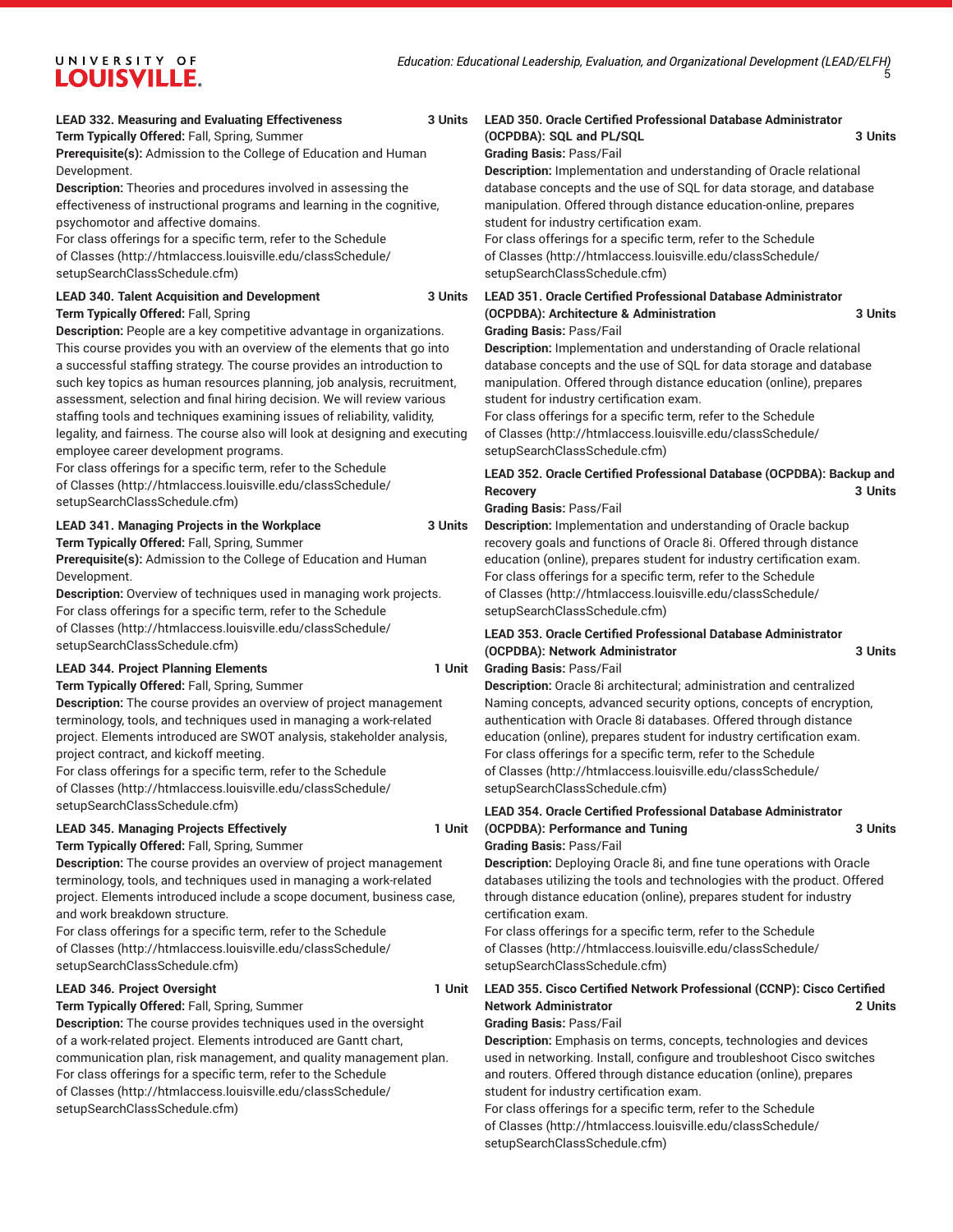**LEAD 332. Measuring and Evaluating Effectiveness** **3 Units**
**Term Typically Offered:** Fall, Spring, Summer
**Prerequisite(s):** Admission to the College of Education and Human Development.
**Description:** Theories and procedures involved in assessing the effectiveness of instructional programs and learning in the cognitive, psychomotor and affective domains.
For class offerings for a specific term, refer to the Schedule of Classes (http://htmlaccess.louisville.edu/classSchedule/setupSearchClassSchedule.cfm)

**LEAD 340. Talent Acquisition and Development** **3 Units**
**Term Typically Offered:** Fall, Spring
**Description:** People are a key competitive advantage in organizations. This course provides you with an overview of the elements that go into a successful staffing strategy. The course provides an introduction to such key topics as human resources planning, job analysis, recruitment, assessment, selection and final hiring decision. We will review various staffing tools and techniques examining issues of reliability, validity, legality, and fairness. The course also will look at designing and executing employee career development programs.
For class offerings for a specific term, refer to the Schedule of Classes (http://htmlaccess.louisville.edu/classSchedule/setupSearchClassSchedule.cfm)

**LEAD 341. Managing Projects in the Workplace** **3 Units**
**Term Typically Offered:** Fall, Spring, Summer
**Prerequisite(s):** Admission to the College of Education and Human Development.
**Description:** Overview of techniques used in managing work projects.
For class offerings for a specific term, refer to the Schedule of Classes (http://htmlaccess.louisville.edu/classSchedule/setupSearchClassSchedule.cfm)

**LEAD 344. Project Planning Elements** **1 Unit**
**Term Typically Offered:** Fall, Spring, Summer
**Description:** The course provides an overview of project management terminology, tools, and techniques used in managing a work-related project. Elements introduced are SWOT analysis, stakeholder analysis, project contract, and kickoff meeting.
For class offerings for a specific term, refer to the Schedule of Classes (http://htmlaccess.louisville.edu/classSchedule/setupSearchClassSchedule.cfm)

**LEAD 345. Managing Projects Effectively** **1 Unit**
**Term Typically Offered:** Fall, Spring, Summer
**Description:** The course provides an overview of project management terminology, tools, and techniques used in managing a work-related project. Elements introduced include a scope document, business case, and work breakdown structure.
For class offerings for a specific term, refer to the Schedule of Classes (http://htmlaccess.louisville.edu/classSchedule/setupSearchClassSchedule.cfm)

**LEAD 346. Project Oversight** **1 Unit**
**Term Typically Offered:** Fall, Spring, Summer
**Description:** The course provides techniques used in the oversight of a work-related project. Elements introduced are Gantt chart, communication plan, risk management, and quality management plan.
For class offerings for a specific term, refer to the Schedule of Classes (http://htmlaccess.louisville.edu/classSchedule/setupSearchClassSchedule.cfm)

**LEAD 350. Oracle Certified Professional Database Administrator (OCPDBA): SQL and PL/SQL** **3 Units**
**Grading Basis:** Pass/Fail
**Description:** Implementation and understanding of Oracle relational database concepts and the use of SQL for data storage, and database manipulation. Offered through distance education-online, prepares student for industry certification exam.
For class offerings for a specific term, refer to the Schedule of Classes (http://htmlaccess.louisville.edu/classSchedule/setupSearchClassSchedule.cfm)

**LEAD 351. Oracle Certified Professional Database Administrator (OCPDBA): Architecture & Administration** **3 Units**
**Grading Basis:** Pass/Fail
**Description:** Implementation and understanding of Oracle relational database concepts and the use of SQL for data storage and database manipulation. Offered through distance education (online), prepares student for industry certification exam.
For class offerings for a specific term, refer to the Schedule of Classes (http://htmlaccess.louisville.edu/classSchedule/setupSearchClassSchedule.cfm)

**LEAD 352. Oracle Certified Professional Database (OCPDBA): Backup and Recovery** **3 Units**
**Grading Basis:** Pass/Fail
**Description:** Implementation and understanding of Oracle backup recovery goals and functions of Oracle 8i. Offered through distance education (online), prepares student for industry certification exam.
For class offerings for a specific term, refer to the Schedule of Classes (http://htmlaccess.louisville.edu/classSchedule/setupSearchClassSchedule.cfm)

**LEAD 353. Oracle Certified Professional Database Administrator (OCPDBA): Network Administrator** **3 Units**
**Grading Basis:** Pass/Fail
**Description:** Oracle 8i architectural; administration and centralized Naming concepts, advanced security options, concepts of encryption, authentication with Oracle 8i databases. Offered through distance education (online), prepares student for industry certification exam.
For class offerings for a specific term, refer to the Schedule of Classes (http://htmlaccess.louisville.edu/classSchedule/setupSearchClassSchedule.cfm)

**LEAD 354. Oracle Certified Professional Database Administrator (OCPDBA): Performance and Tuning** **3 Units**
**Grading Basis:** Pass/Fail
**Description:** Deploying Oracle 8i, and fine tune operations with Oracle databases utilizing the tools and technologies with the product. Offered through distance education (online), prepares student for industry certification exam.
For class offerings for a specific term, refer to the Schedule of Classes (http://htmlaccess.louisville.edu/classSchedule/setupSearchClassSchedule.cfm)

**LEAD 355. Cisco Certified Network Professional (CCNP): Cisco Certified Network Administrator** **2 Units**
**Grading Basis:** Pass/Fail
**Description:** Emphasis on terms, concepts, technologies and devices used in networking. Install, configure and troubleshoot Cisco switches and routers. Offered through distance education (online), prepares student for industry certification exam.
For class offerings for a specific term, refer to the Schedule of Classes (http://htmlaccess.louisville.edu/classSchedule/setupSearchClassSchedule.cfm)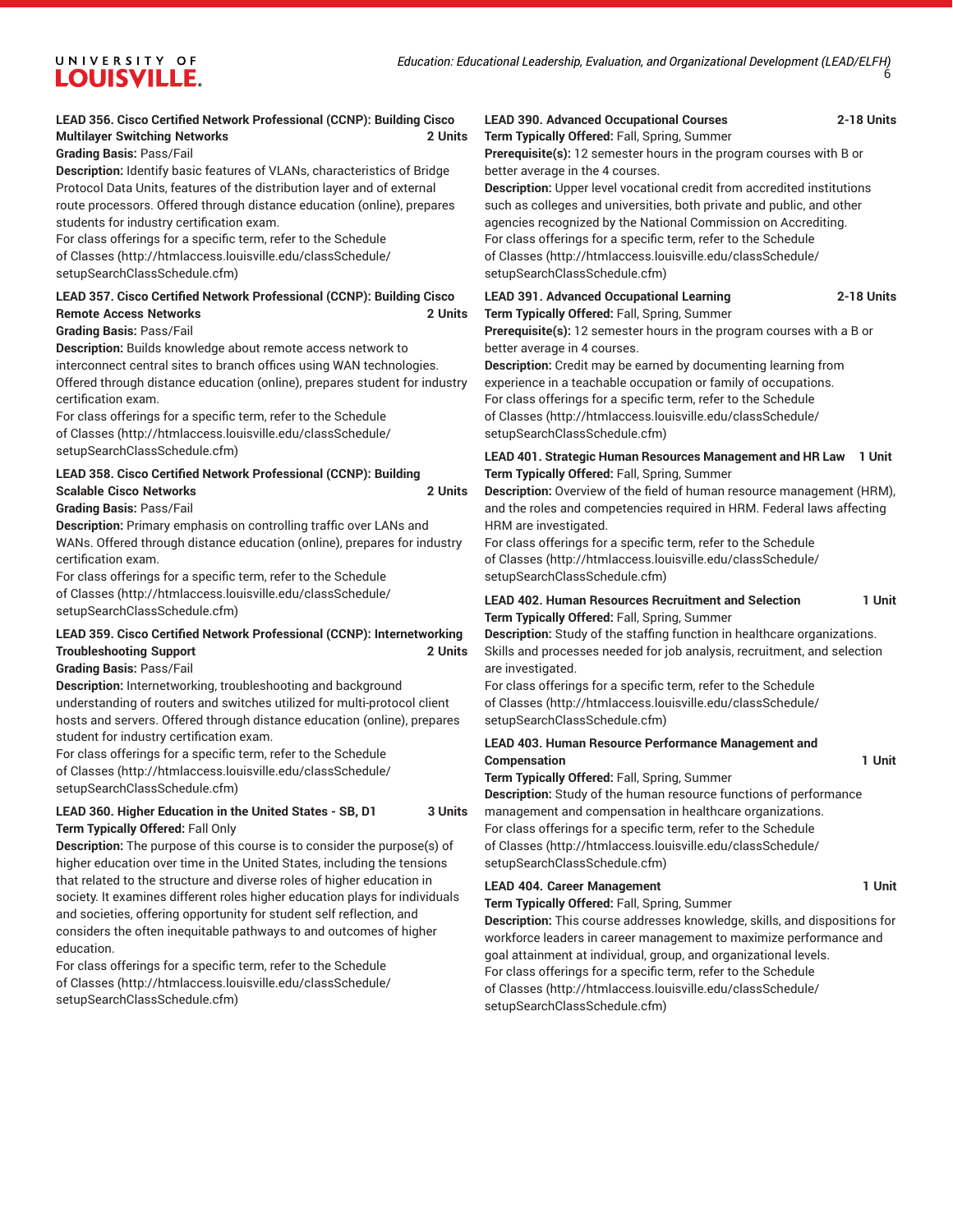**LEAD 356. Cisco Certified Network Professional (CCNP): Building Cisco Multilayer Switching Networks** 2 Units

**Grading Basis:** Pass/Fail

**Description:** Identify basic features of VLANs, characteristics of Bridge Protocol Data Units, features of the distribution layer and of external route processors. Offered through distance education (online), prepares students for industry certification exam.

For class offerings for a specific term, refer to the Schedule of Classes (http://htmlaccess.louisville.edu/classSchedule/setupSearchClassSchedule.cfm)

**LEAD 357. Cisco Certified Network Professional (CCNP): Building Cisco Remote Access Networks** 2 Units

**Grading Basis:** Pass/Fail

**Description:** Builds knowledge about remote access network to interconnect central sites to branch offices using WAN technologies. Offered through distance education (online), prepares student for industry certification exam.

For class offerings for a specific term, refer to the Schedule of Classes (http://htmlaccess.louisville.edu/classSchedule/setupSearchClassSchedule.cfm)

**LEAD 358. Cisco Certified Network Professional (CCNP): Building Scalable Cisco Networks** 2 Units

**Grading Basis:** Pass/Fail

**Description:** Primary emphasis on controlling traffic over LANs and WANs. Offered through distance education (online), prepares for industry certification exam.

For class offerings for a specific term, refer to the Schedule of Classes (http://htmlaccess.louisville.edu/classSchedule/setupSearchClassSchedule.cfm)

**LEAD 359. Cisco Certified Network Professional (CCNP): Internetworking Troubleshooting Support** 2 Units

**Grading Basis:** Pass/Fail

**Description:** Internetworking, troubleshooting and background understanding of routers and switches utilized for multi-protocol client hosts and servers. Offered through distance education (online), prepares student for industry certification exam.

For class offerings for a specific term, refer to the Schedule of Classes (http://htmlaccess.louisville.edu/classSchedule/setupSearchClassSchedule.cfm)

**LEAD 360. Higher Education in the United States - SB, D1** 3 Units

**Term Typically Offered:** Fall Only

**Description:** The purpose of this course is to consider the purpose(s) of higher education over time in the United States, including the tensions that related to the structure and diverse roles of higher education in society. It examines different roles higher education plays for individuals and societies, offering opportunity for student self reflection, and considers the often inequitable pathways to and outcomes of higher education.

For class offerings for a specific term, refer to the Schedule of Classes (http://htmlaccess.louisville.edu/classSchedule/setupSearchClassSchedule.cfm)

**LEAD 390. Advanced Occupational Courses** 2-18 Units

**Term Typically Offered:** Fall, Spring, Summer

**Prerequisite(s):** 12 semester hours in the program courses with B or better average in the 4 courses.

**Description:** Upper level vocational credit from accredited institutions such as colleges and universities, both private and public, and other agencies recognized by the National Commission on Accrediting.

For class offerings for a specific term, refer to the Schedule of Classes (http://htmlaccess.louisville.edu/classSchedule/setupSearchClassSchedule.cfm)

**LEAD 391. Advanced Occupational Learning** 2-18 Units

**Term Typically Offered:** Fall, Spring, Summer

**Prerequisite(s):** 12 semester hours in the program courses with a B or better average in 4 courses.

**Description:** Credit may be earned by documenting learning from experience in a teachable occupation or family of occupations.

For class offerings for a specific term, refer to the Schedule of Classes (http://htmlaccess.louisville.edu/classSchedule/setupSearchClassSchedule.cfm)

**LEAD 401. Strategic Human Resources Management and HR Law** 1 Unit

**Term Typically Offered:** Fall, Spring, Summer

**Description:** Overview of the field of human resource management (HRM), and the roles and competencies required in HRM. Federal laws affecting HRM are investigated.

For class offerings for a specific term, refer to the Schedule of Classes (http://htmlaccess.louisville.edu/classSchedule/setupSearchClassSchedule.cfm)

**LEAD 402. Human Resources Recruitment and Selection** 1 Unit

**Term Typically Offered:** Fall, Spring, Summer

**Description:** Study of the staffing function in healthcare organizations. Skills and processes needed for job analysis, recruitment, and selection are investigated.

For class offerings for a specific term, refer to the Schedule of Classes (http://htmlaccess.louisville.edu/classSchedule/setupSearchClassSchedule.cfm)

**LEAD 403. Human Resource Performance Management and Compensation** 1 Unit

**Term Typically Offered:** Fall, Spring, Summer

**Description:** Study of the human resource functions of performance management and compensation in healthcare organizations.

For class offerings for a specific term, refer to the Schedule of Classes (http://htmlaccess.louisville.edu/classSchedule/setupSearchClassSchedule.cfm)

**LEAD 404. Career Management** 1 Unit

**Term Typically Offered:** Fall, Spring, Summer

**Description:** This course addresses knowledge, skills, and dispositions for workforce leaders in career management to maximize performance and goal attainment at individual, group, and organizational levels.

For class offerings for a specific term, refer to the Schedule of Classes (http://htmlaccess.louisville.edu/classSchedule/setupSearchClassSchedule.cfm)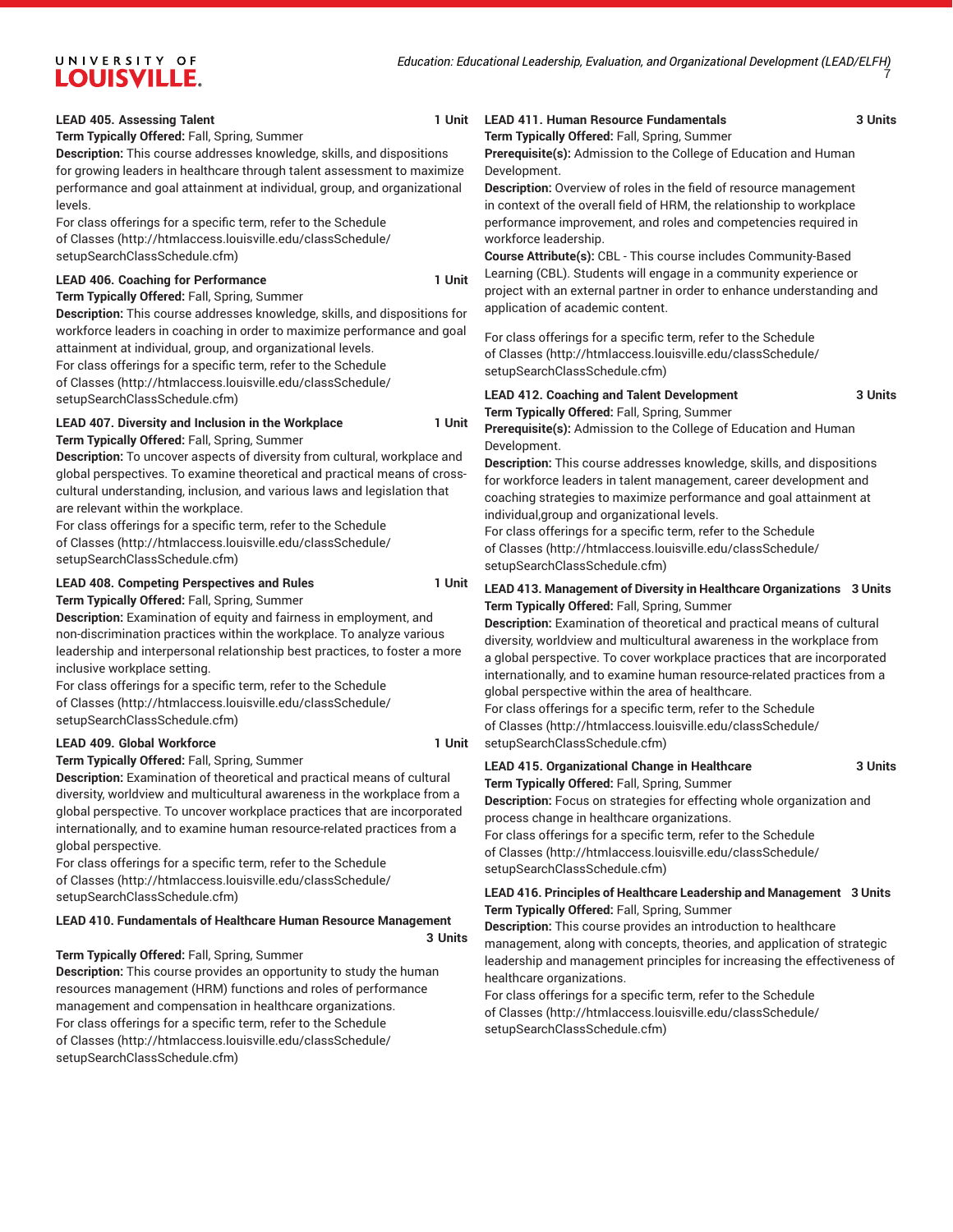**LEAD 405. Assessing Talent** 1 Unit

**Term Typically Offered:** Fall, Spring, Summer

**Description:** This course addresses knowledge, skills, and dispositions for growing leaders in healthcare through talent assessment to maximize performance and goal attainment at individual, group, and organizational levels.

For class offerings for a specific term, refer to the Schedule of Classes (http://htmlaccess.louisville.edu/classSchedule/setupSearchClassSchedule.cfm)

**LEAD 406. Coaching for Performance** 1 Unit

**Term Typically Offered:** Fall, Spring, Summer

**Description:** This course addresses knowledge, skills, and dispositions for workforce leaders in coaching in order to maximize performance and goal attainment at individual, group, and organizational levels.

For class offerings for a specific term, refer to the Schedule of Classes (http://htmlaccess.louisville.edu/classSchedule/setupSearchClassSchedule.cfm)

**LEAD 407. Diversity and Inclusion in the Workplace** 1 Unit

**Term Typically Offered:** Fall, Spring, Summer

**Description:** To uncover aspects of diversity from cultural, workplace and global perspectives. To examine theoretical and practical means of cross-cultural understanding, inclusion, and various laws and legislation that are relevant within the workplace.

For class offerings for a specific term, refer to the Schedule of Classes (http://htmlaccess.louisville.edu/classSchedule/setupSearchClassSchedule.cfm)

**LEAD 408. Competing Perspectives and Rules** 1 Unit

**Term Typically Offered:** Fall, Spring, Summer

**Description:** Examination of equity and fairness in employment, and non-discrimination practices within the workplace. To analyze various leadership and interpersonal relationship best practices, to foster a more inclusive workplace setting.

For class offerings for a specific term, refer to the Schedule of Classes (http://htmlaccess.louisville.edu/classSchedule/setupSearchClassSchedule.cfm)

**LEAD 409. Global Workforce** 1 Unit

**Term Typically Offered:** Fall, Spring, Summer

**Description:** Examination of theoretical and practical means of cultural diversity, worldview and multicultural awareness in the workplace from a global perspective. To uncover workplace practices that are incorporated internationally, and to examine human resource-related practices from a global perspective.

For class offerings for a specific term, refer to the Schedule of Classes (http://htmlaccess.louisville.edu/classSchedule/setupSearchClassSchedule.cfm)

**LEAD 410. Fundamentals of Healthcare Human Resource Management** 3 Units

**Term Typically Offered:** Fall, Spring, Summer

**Description:** This course provides an opportunity to study the human resources management (HRM) functions and roles of performance management and compensation in healthcare organizations.

For class offerings for a specific term, refer to the Schedule of Classes (http://htmlaccess.louisville.edu/classSchedule/setupSearchClassSchedule.cfm)

**LEAD 411. Human Resource Fundamentals** 3 Units

**Term Typically Offered:** Fall, Spring, Summer

**Prerequisite(s):** Admission to the College of Education and Human Development.

**Description:** Overview of roles in the field of resource management in context of the overall field of HRM, the relationship to workplace performance improvement, and roles and competencies required in workforce leadership.

**Course Attribute(s):** CBL - This course includes Community-Based Learning (CBL). Students will engage in a community experience or project with an external partner in order to enhance understanding and application of academic content.

For class offerings for a specific term, refer to the Schedule of Classes (http://htmlaccess.louisville.edu/classSchedule/setupSearchClassSchedule.cfm)

**LEAD 412. Coaching and Talent Development** 3 Units

**Term Typically Offered:** Fall, Spring, Summer

**Prerequisite(s):** Admission to the College of Education and Human Development.

**Description:** This course addresses knowledge, skills, and dispositions for workforce leaders in talent management, career development and coaching strategies to maximize performance and goal attainment at individual,group and organizational levels.

For class offerings for a specific term, refer to the Schedule of Classes (http://htmlaccess.louisville.edu/classSchedule/setupSearchClassSchedule.cfm)

**LEAD 413. Management of Diversity in Healthcare Organizations** 3 Units

**Term Typically Offered:** Fall, Spring, Summer

**Description:** Examination of theoretical and practical means of cultural diversity, worldview and multicultural awareness in the workplace from a global perspective. To cover workplace practices that are incorporated internationally, and to examine human resource-related practices from a global perspective within the area of healthcare.

For class offerings for a specific term, refer to the Schedule of Classes (http://htmlaccess.louisville.edu/classSchedule/setupSearchClassSchedule.cfm)

**LEAD 415. Organizational Change in Healthcare** 3 Units

**Term Typically Offered:** Fall, Spring, Summer

**Description:** Focus on strategies for effecting whole organization and process change in healthcare organizations.

For class offerings for a specific term, refer to the Schedule of Classes (http://htmlaccess.louisville.edu/classSchedule/setupSearchClassSchedule.cfm)

**LEAD 416. Principles of Healthcare Leadership and Management** 3 Units

**Term Typically Offered:** Fall, Spring, Summer

**Description:** This course provides an introduction to healthcare management, along with concepts, theories, and application of strategic leadership and management principles for increasing the effectiveness of healthcare organizations.

For class offerings for a specific term, refer to the Schedule of Classes (http://htmlaccess.louisville.edu/classSchedule/setupSearchClassSchedule.cfm)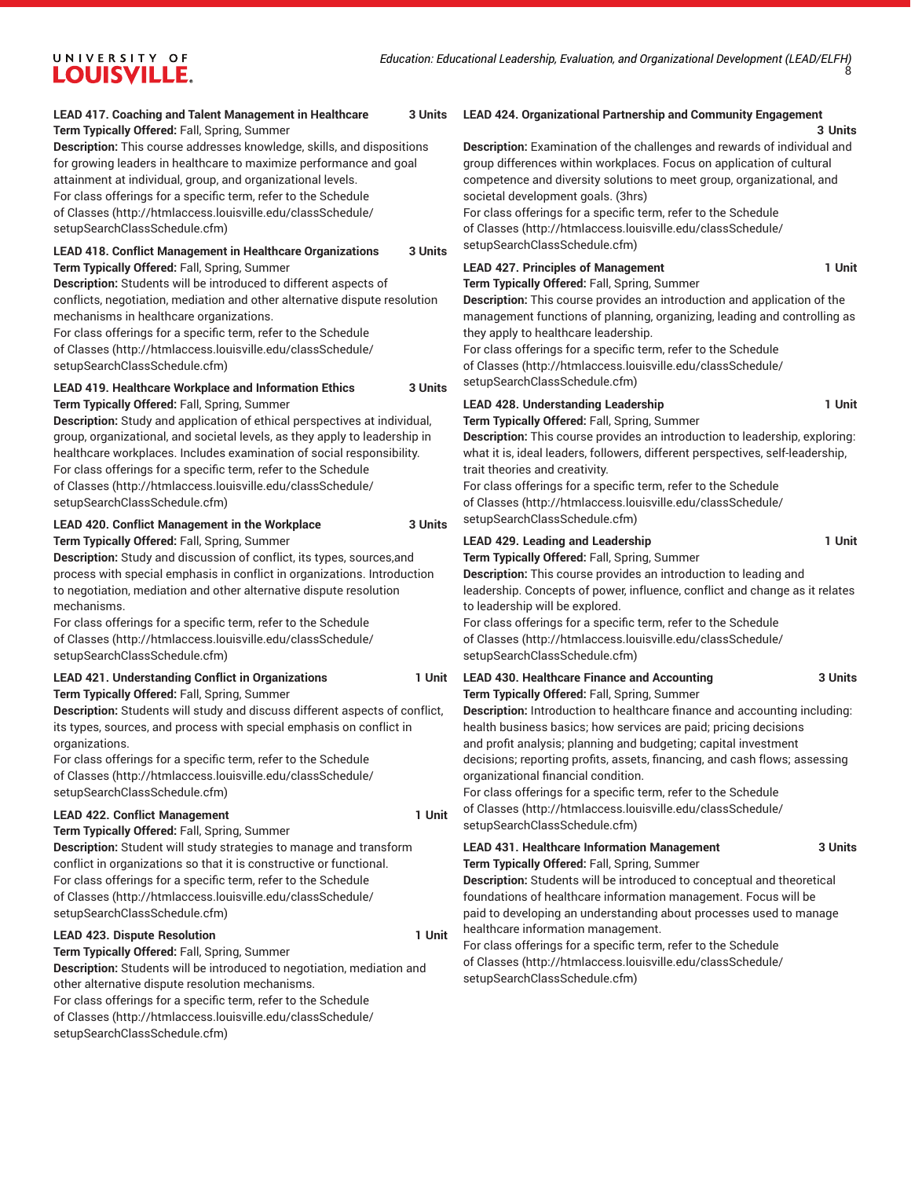**LEAD 417. Coaching and Talent Management in Healthcare** **3 Units**

**Term Typically Offered:** Fall, Spring, Summer

**Description:** This course addresses knowledge, skills, and dispositions for growing leaders in healthcare to maximize performance and goal attainment at individual, group, and organizational levels.

For class offerings for a specific term, refer to the Schedule of Classes (http://htmlaccess.louisville.edu/classSchedule/setupSearchClassSchedule.cfm)

**LEAD 418. Conflict Management in Healthcare Organizations** **3 Units**

**Term Typically Offered:** Fall, Spring, Summer

**Description:** Students will be introduced to different aspects of conflicts, negotiation, mediation and other alternative dispute resolution mechanisms in healthcare organizations.

For class offerings for a specific term, refer to the Schedule of Classes (http://htmlaccess.louisville.edu/classSchedule/setupSearchClassSchedule.cfm)

**LEAD 419. Healthcare Workplace and Information Ethics** **3 Units**

**Term Typically Offered:** Fall, Spring, Summer

**Description:** Study and application of ethical perspectives at individual, group, organizational, and societal levels, as they apply to leadership in healthcare workplaces. Includes examination of social responsibility.

For class offerings for a specific term, refer to the Schedule of Classes (http://htmlaccess.louisville.edu/classSchedule/setupSearchClassSchedule.cfm)

**LEAD 420. Conflict Management in the Workplace** **3 Units**

**Term Typically Offered:** Fall, Spring, Summer

**Description:** Study and discussion of conflict, its types, sources,and process with special emphasis in conflict in organizations. Introduction to negotiation, mediation and other alternative dispute resolution mechanisms.

For class offerings for a specific term, refer to the Schedule of Classes (http://htmlaccess.louisville.edu/classSchedule/setupSearchClassSchedule.cfm)

**LEAD 421. Understanding Conflict in Organizations** **1 Unit**

**Term Typically Offered:** Fall, Spring, Summer

**Description:** Students will study and discuss different aspects of conflict, its types, sources, and process with special emphasis on conflict in organizations.

For class offerings for a specific term, refer to the Schedule of Classes (http://htmlaccess.louisville.edu/classSchedule/setupSearchClassSchedule.cfm)

**LEAD 422. Conflict Management** **1 Unit**

**Term Typically Offered:** Fall, Spring, Summer

**Description:** Student will study strategies to manage and transform conflict in organizations so that it is constructive or functional.

For class offerings for a specific term, refer to the Schedule of Classes (http://htmlaccess.louisville.edu/classSchedule/setupSearchClassSchedule.cfm)

**LEAD 423. Dispute Resolution** **1 Unit**

**Term Typically Offered:** Fall, Spring, Summer

**Description:** Students will be introduced to negotiation, mediation and other alternative dispute resolution mechanisms.

For class offerings for a specific term, refer to the Schedule of Classes (http://htmlaccess.louisville.edu/classSchedule/setupSearchClassSchedule.cfm)

**LEAD 424. Organizational Partnership and Community Engagement** **3 Units**

**Description:** Examination of the challenges and rewards of individual and group differences within workplaces. Focus on application of cultural competence and diversity solutions to meet group, organizational, and societal development goals. (3hrs)

For class offerings for a specific term, refer to the Schedule of Classes (http://htmlaccess.louisville.edu/classSchedule/setupSearchClassSchedule.cfm)

**LEAD 427. Principles of Management** **1 Unit**

**Term Typically Offered:** Fall, Spring, Summer

**Description:** This course provides an introduction and application of the management functions of planning, organizing, leading and controlling as they apply to healthcare leadership.

For class offerings for a specific term, refer to the Schedule of Classes (http://htmlaccess.louisville.edu/classSchedule/setupSearchClassSchedule.cfm)

**LEAD 428. Understanding Leadership** **1 Unit**

**Term Typically Offered:** Fall, Spring, Summer

**Description:** This course provides an introduction to leadership, exploring: what it is, ideal leaders, followers, different perspectives, self-leadership, trait theories and creativity.

For class offerings for a specific term, refer to the Schedule of Classes (http://htmlaccess.louisville.edu/classSchedule/setupSearchClassSchedule.cfm)

**LEAD 429. Leading and Leadership** **1 Unit**

**Term Typically Offered:** Fall, Spring, Summer

**Description:** This course provides an introduction to leading and leadership. Concepts of power, influence, conflict and change as it relates to leadership will be explored.

For class offerings for a specific term, refer to the Schedule of Classes (http://htmlaccess.louisville.edu/classSchedule/setupSearchClassSchedule.cfm)

**LEAD 430. Healthcare Finance and Accounting** **3 Units**

**Term Typically Offered:** Fall, Spring, Summer

**Description:** Introduction to healthcare finance and accounting including: health business basics; how services are paid; pricing decisions and profit analysis; planning and budgeting; capital investment decisions; reporting profits, assets, financing, and cash flows; assessing organizational financial condition.

For class offerings for a specific term, refer to the Schedule of Classes (http://htmlaccess.louisville.edu/classSchedule/setupSearchClassSchedule.cfm)

**LEAD 431. Healthcare Information Management** **3 Units**

**Term Typically Offered:** Fall, Spring, Summer

**Description:** Students will be introduced to conceptual and theoretical foundations of healthcare information management. Focus will be paid to developing an understanding about processes used to manage healthcare information management.

For class offerings for a specific term, refer to the Schedule of Classes (http://htmlaccess.louisville.edu/classSchedule/setupSearchClassSchedule.cfm)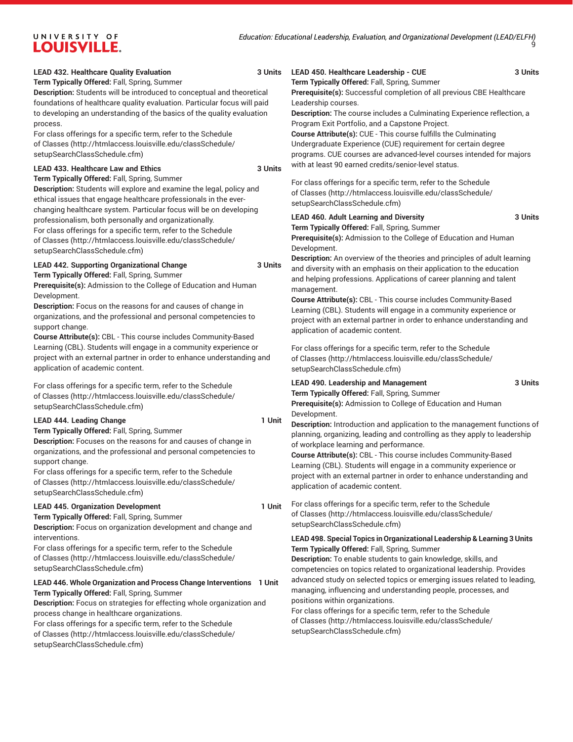**LEAD 432. Healthcare Quality Evaluation 3 Units**

**Term Typically Offered:** Fall, Spring, Summer

**Description:** Students will be introduced to conceptual and theoretical foundations of healthcare quality evaluation. Particular focus will paid to developing an understanding of the basics of the quality evaluation process.

For class offerings for a specific term, refer to the Schedule of Classes (http://htmlaccess.louisville.edu/classSchedule/setupSearchClassSchedule.cfm)

**LEAD 433. Healthcare Law and Ethics 3 Units**

**Term Typically Offered:** Fall, Spring, Summer

**Description:** Students will explore and examine the legal, policy and ethical issues that engage healthcare professionals in the ever-changing healthcare system. Particular focus will be on developing professionalism, both personally and organizationally.

For class offerings for a specific term, refer to the Schedule of Classes (http://htmlaccess.louisville.edu/classSchedule/setupSearchClassSchedule.cfm)

**LEAD 442. Supporting Organizational Change 3 Units**

**Term Typically Offered:** Fall, Spring, Summer

**Prerequisite(s):** Admission to the College of Education and Human Development.

**Description:** Focus on the reasons for and causes of change in organizations, and the professional and personal competencies to support change.

**Course Attribute(s):** CBL - This course includes Community-Based Learning (CBL). Students will engage in a community experience or project with an external partner in order to enhance understanding and application of academic content.

For class offerings for a specific term, refer to the Schedule of Classes (http://htmlaccess.louisville.edu/classSchedule/setupSearchClassSchedule.cfm)

**LEAD 444. Leading Change 1 Unit**

**Term Typically Offered:** Fall, Spring, Summer

**Description:** Focuses on the reasons for and causes of change in organizations, and the professional and personal competencies to support change.

For class offerings for a specific term, refer to the Schedule of Classes (http://htmlaccess.louisville.edu/classSchedule/setupSearchClassSchedule.cfm)

**LEAD 445. Organization Development 1 Unit**

**Term Typically Offered:** Fall, Spring, Summer

**Description:** Focus on organization development and change and interventions.

For class offerings for a specific term, refer to the Schedule of Classes (http://htmlaccess.louisville.edu/classSchedule/setupSearchClassSchedule.cfm)

**LEAD 446. Whole Organization and Process Change Interventions 1 Unit**

**Term Typically Offered:** Fall, Spring, Summer

**Description:** Focus on strategies for effecting whole organization and process change in healthcare organizations.

For class offerings for a specific term, refer to the Schedule of Classes (http://htmlaccess.louisville.edu/classSchedule/setupSearchClassSchedule.cfm)

**LEAD 450. Healthcare Leadership - CUE 3 Units**

**Term Typically Offered:** Fall, Spring, Summer

**Prerequisite(s):** Successful completion of all previous CBE Healthcare Leadership courses.

**Description:** The course includes a Culminating Experience reflection, a Program Exit Portfolio, and a Capstone Project.

**Course Attribute(s):** CUE - This course fulfills the Culminating Undergraduate Experience (CUE) requirement for certain degree programs. CUE courses are advanced-level courses intended for majors with at least 90 earned credits/senior-level status.

For class offerings for a specific term, refer to the Schedule of Classes (http://htmlaccess.louisville.edu/classSchedule/setupSearchClassSchedule.cfm)

**LEAD 460. Adult Learning and Diversity 3 Units**

**Term Typically Offered:** Fall, Spring, Summer

**Prerequisite(s):** Admission to the College of Education and Human Development.

**Description:** An overview of the theories and principles of adult learning and diversity with an emphasis on their application to the education and helping professions. Applications of career planning and talent management.

**Course Attribute(s):** CBL - This course includes Community-Based Learning (CBL). Students will engage in a community experience or project with an external partner in order to enhance understanding and application of academic content.

For class offerings for a specific term, refer to the Schedule of Classes (http://htmlaccess.louisville.edu/classSchedule/setupSearchClassSchedule.cfm)

**LEAD 490. Leadership and Management 3 Units**

**Term Typically Offered:** Fall, Spring, Summer

**Prerequisite(s):** Admission to College of Education and Human Development.

**Description:** Introduction and application to the management functions of planning, organizing, leading and controlling as they apply to leadership of workplace learning and performance.

**Course Attribute(s):** CBL - This course includes Community-Based Learning (CBL). Students will engage in a community experience or project with an external partner in order to enhance understanding and application of academic content.

For class offerings for a specific term, refer to the Schedule of Classes (http://htmlaccess.louisville.edu/classSchedule/setupSearchClassSchedule.cfm)

**LEAD 498. Special Topics in Organizational Leadership & Learning 3 Units**

**Term Typically Offered:** Fall, Spring, Summer

**Description:** To enable students to gain knowledge, skills, and competencies on topics related to organizational leadership. Provides advanced study on selected topics or emerging issues related to leading, managing, influencing and understanding people, processes, and positions within organizations.

For class offerings for a specific term, refer to the Schedule of Classes (http://htmlaccess.louisville.edu/classSchedule/setupSearchClassSchedule.cfm)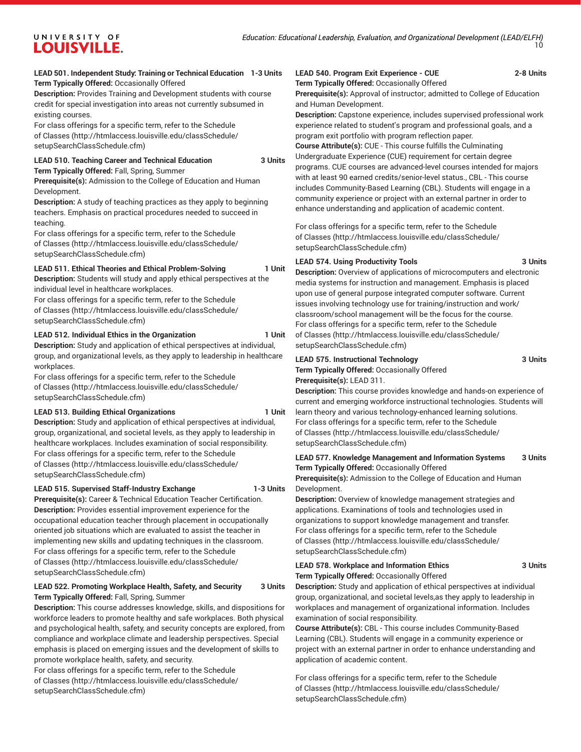**LEAD 501. Independent Study: Training or Technical Education 1-3 Units**

**Term Typically Offered:** Occasionally Offered

**Description:** Provides Training and Development students with course credit for special investigation into areas not currently subsumed in existing courses.

For class offerings for a specific term, refer to the Schedule of Classes (http://htmlaccess.louisville.edu/classSchedule/setupSearchClassSchedule.cfm)

**LEAD 510. Teaching Career and Technical Education 3 Units**

**Term Typically Offered:** Fall, Spring, Summer

**Prerequisite(s):** Admission to the College of Education and Human Development.

**Description:** A study of teaching practices as they apply to beginning teachers. Emphasis on practical procedures needed to succeed in teaching.

For class offerings for a specific term, refer to the Schedule of Classes (http://htmlaccess.louisville.edu/classSchedule/setupSearchClassSchedule.cfm)

**LEAD 511. Ethical Theories and Ethical Problem-Solving 1 Unit**

**Description:** Students will study and apply ethical perspectives at the individual level in healthcare workplaces.

For class offerings for a specific term, refer to the Schedule of Classes (http://htmlaccess.louisville.edu/classSchedule/setupSearchClassSchedule.cfm)

**LEAD 512. Individual Ethics in the Organization 1 Unit**

**Description:** Study and application of ethical perspectives at individual, group, and organizational levels, as they apply to leadership in healthcare workplaces.

For class offerings for a specific term, refer to the Schedule of Classes (http://htmlaccess.louisville.edu/classSchedule/setupSearchClassSchedule.cfm)

**LEAD 513. Building Ethical Organizations 1 Unit**

**Description:** Study and application of ethical perspectives at individual, group, organizational, and societal levels, as they apply to leadership in healthcare workplaces. Includes examination of social responsibility.

For class offerings for a specific term, refer to the Schedule of Classes (http://htmlaccess.louisville.edu/classSchedule/setupSearchClassSchedule.cfm)

**LEAD 515. Supervised Staff-Industry Exchange 1-3 Units**

**Prerequisite(s):** Career & Technical Education Teacher Certification.

**Description:** Provides essential improvement experience for the occupational education teacher through placement in occupationally oriented job situations which are evaluated to assist the teacher in implementing new skills and updating techniques in the classroom.

For class offerings for a specific term, refer to the Schedule of Classes (http://htmlaccess.louisville.edu/classSchedule/setupSearchClassSchedule.cfm)

**LEAD 522. Promoting Workplace Health, Safety, and Security 3 Units**

**Term Typically Offered:** Fall, Spring, Summer

**Description:** This course addresses knowledge, skills, and dispositions for workforce leaders to promote healthy and safe workplaces. Both physical and psychological health, safety, and security concepts are explored, from compliance and workplace climate and leadership perspectives. Special emphasis is placed on emerging issues and the development of skills to promote workplace health, safety, and security.

For class offerings for a specific term, refer to the Schedule of Classes (http://htmlaccess.louisville.edu/classSchedule/setupSearchClassSchedule.cfm)

**LEAD 540. Program Exit Experience - CUE 2-8 Units**

**Term Typically Offered:** Occasionally Offered

**Prerequisite(s):** Approval of instructor; admitted to College of Education and Human Development.

**Description:** Capstone experience, includes supervised professional work experience related to student's program and professional goals, and a program exit portfolio with program reflection paper.

**Course Attribute(s):** CUE - This course fulfills the Culminating Undergraduate Experience (CUE) requirement for certain degree programs. CUE courses are advanced-level courses intended for majors with at least 90 earned credits/senior-level status., CBL - This course includes Community-Based Learning (CBL). Students will engage in a community experience or project with an external partner in order to enhance understanding and application of academic content.

For class offerings for a specific term, refer to the Schedule of Classes (http://htmlaccess.louisville.edu/classSchedule/setupSearchClassSchedule.cfm)

**LEAD 574. Using Productivity Tools 3 Units**

**Description:** Overview of applications of microcomputers and electronic media systems for instruction and management. Emphasis is placed upon use of general purpose integrated computer software. Current issues involving technology use for training/instruction and work/classroom/school management will be the focus for the course.

For class offerings for a specific term, refer to the Schedule of Classes (http://htmlaccess.louisville.edu/classSchedule/setupSearchClassSchedule.cfm)

**LEAD 575. Instructional Technology 3 Units**

**Term Typically Offered:** Occasionally Offered

**Prerequisite(s):** LEAD 311.

**Description:** This course provides knowledge and hands-on experience of current and emerging workforce instructional technologies. Students will learn theory and various technology-enhanced learning solutions.

For class offerings for a specific term, refer to the Schedule of Classes (http://htmlaccess.louisville.edu/classSchedule/setupSearchClassSchedule.cfm)

**LEAD 577. Knowledge Management and Information Systems 3 Units**

**Term Typically Offered:** Occasionally Offered

**Prerequisite(s):** Admission to the College of Education and Human Development.

**Description:** Overview of knowledge management strategies and applications. Examinations of tools and technologies used in organizations to support knowledge management and transfer.

For class offerings for a specific term, refer to the Schedule of Classes (http://htmlaccess.louisville.edu/classSchedule/setupSearchClassSchedule.cfm)

**LEAD 578. Workplace and Information Ethics 3 Units**

**Term Typically Offered:** Occasionally Offered

**Description:** Study and application of ethical perspectives at individual group, organizational, and societal levels,as they apply to leadership in workplaces and management of organizational information. Includes examination of social responsibility.

**Course Attribute(s):** CBL - This course includes Community-Based Learning (CBL). Students will engage in a community experience or project with an external partner in order to enhance understanding and application of academic content.

For class offerings for a specific term, refer to the Schedule of Classes (http://htmlaccess.louisville.edu/classSchedule/setupSearchClassSchedule.cfm)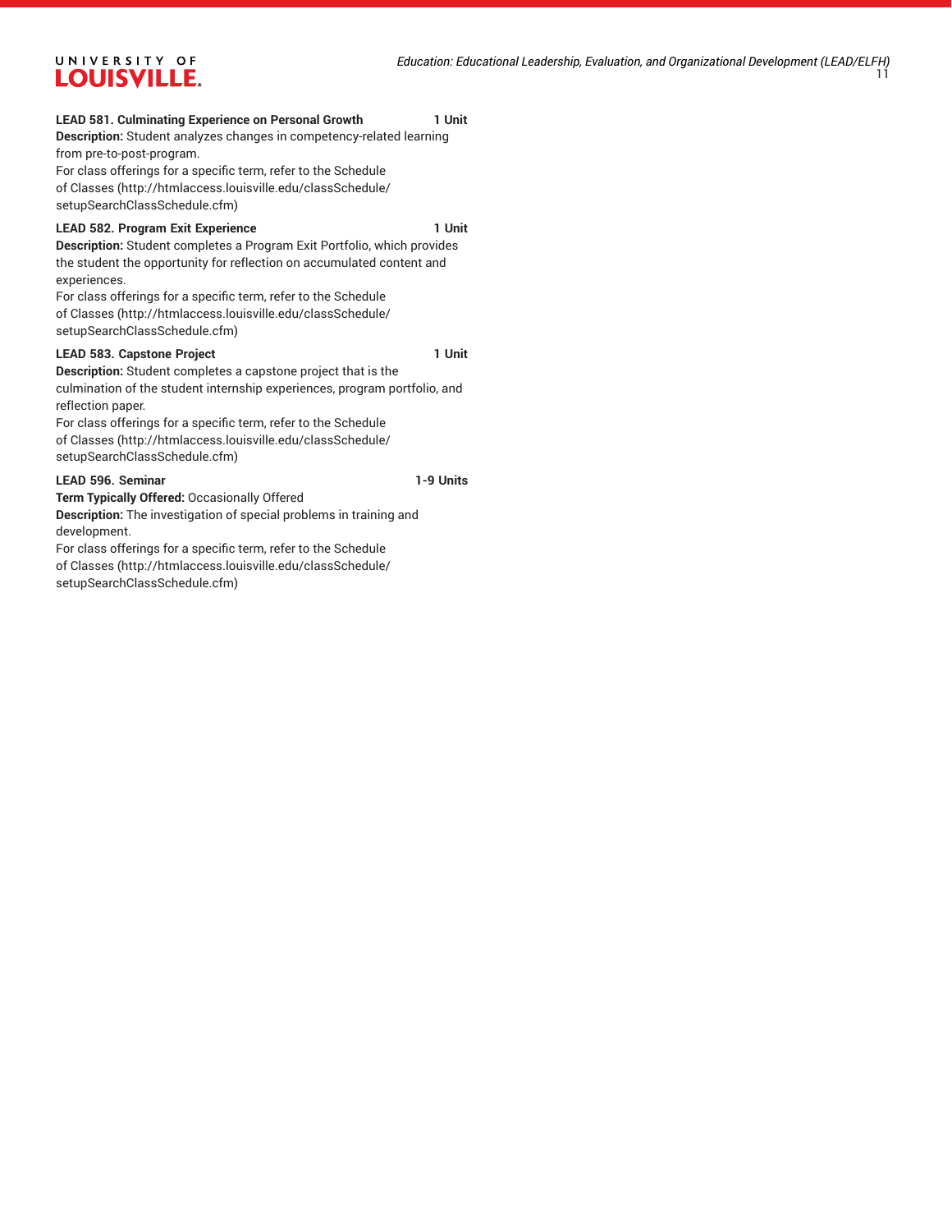**LEAD 581. Culminating Experience on Personal Growth** **1 Unit**

**Description:** Student analyzes changes in competency-related learning from pre-to-post-program.

For class offerings for a specific term, refer to the Schedule of Classes (http://htmlaccess.louisville.edu/classSchedule/setupSearchClassSchedule.cfm)

**LEAD 582. Program Exit Experience** **1 Unit**

**Description:** Student completes a Program Exit Portfolio, which provides the student the opportunity for reflection on accumulated content and experiences.

For class offerings for a specific term, refer to the Schedule of Classes (http://htmlaccess.louisville.edu/classSchedule/setupSearchClassSchedule.cfm)

**LEAD 583. Capstone Project** **1 Unit**

**Description:** Student completes a capstone project that is the culmination of the student internship experiences, program portfolio, and reflection paper.

For class offerings for a specific term, refer to the Schedule of Classes (http://htmlaccess.louisville.edu/classSchedule/setupSearchClassSchedule.cfm)

**LEAD 596. Seminar** **1-9 Units**

**Term Typically Offered:** Occasionally Offered

**Description:** The investigation of special problems in training and development.

For class offerings for a specific term, refer to the Schedule of Classes (http://htmlaccess.louisville.edu/classSchedule/setupSearchClassSchedule.cfm)